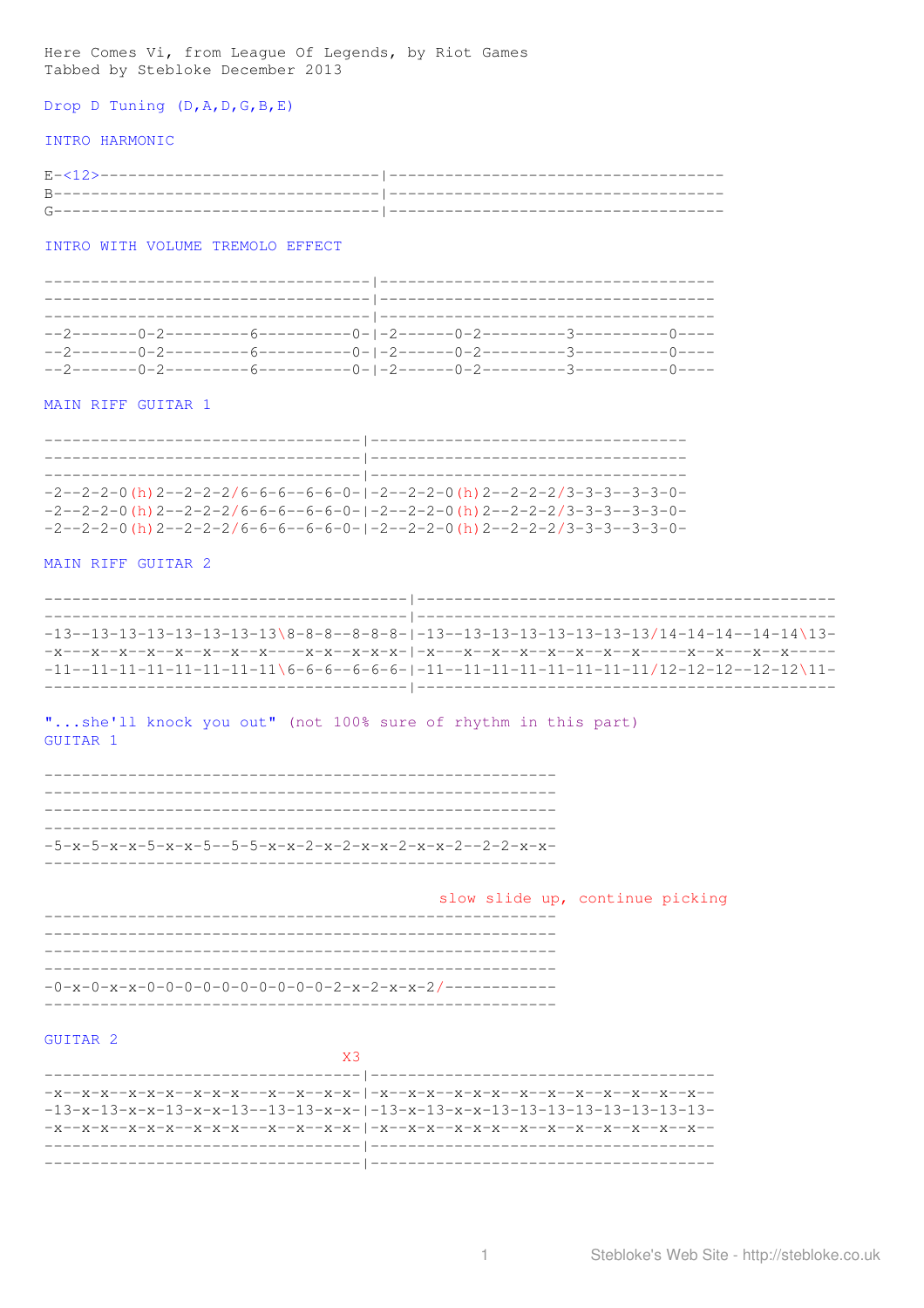Here Comes Vi, from League Of Legends, by Riot Games
Tabbed by Stebloke December 2013

Drop D Tuning (D,A,D,G,B,E)

INTRO HARMONIC

```
E-<12>------------------------------|-----------------------------------
B-----------------------------------|-----------------------------------
G-----------------------------------|-----------------------------------
```

INTRO WITH VOLUME TREMOLO EFFECT

```
----------------------------------|-----------------------------------
----------------------------------|-----------------------------------
----------------------------------|-----------------------------------
--2-------0-2---------6---------0-|-2------0-2---------3---------0----
--2-------0-2---------6---------0-|-2------0-2---------3---------0----
--2-------0-2---------6---------0-|-2------0-2---------3---------0----
```

MAIN RIFF GUITAR 1

```
---------------------------------|---------------------------------
---------------------------------|---------------------------------
---------------------------------|---------------------------------
-2--2-2-0(h)2--2-2-2/6-6-6--6-6-0-|-2--2-2-0(h)2--2-2-2/3-3-3--3-3-0-
-2--2-2-0(h)2--2-2-2/6-6-6--6-6-0-|-2--2-2-0(h)2--2-2-2/3-3-3--3-3-0-
-2--2-2-0(h)2--2-2-2/6-6-6--6-6-0-|-2--2-2-0(h)2--2-2-2/3-3-3--3-3-0-
```

MAIN RIFF GUITAR 2

```
--------------------------------------|------------------------------------------
--------------------------------------|------------------------------------------
-13--13-13-13-13-13-13-13\8-8-8--8-8-8-|-13--13-13-13-13-13-13-13/14-14-14--14-14\13-
-x---x--x--x--x--x--x--x----x-x--x-x-x-|-x---x--x--x--x--x--x--x-----x--x---x--x-----
-11--11-11-11-11-11-11-11\6-6-6--6-6-6-|-11--11-11-11-11-11-11-11/12-12-12--12-12\11-
--------------------------------------|------------------------------------------
```

"...she'll knock you out" (not 100% sure of rhythm in this part)
GUITAR 1

```
-----------------------------------------------------
-----------------------------------------------------
-----------------------------------------------------
-----------------------------------------------------
-5-x-5-x-x-5-x-x-5--5-5-x-x-2-x-2-x-x-2-x-x-2--2-2-x-x-
-----------------------------------------------------
```

slow slide up, continue picking

```
-----------------------------------------------------
-----------------------------------------------------
-----------------------------------------------------
-----------------------------------------------------
-0-x-0-x-x-0-0-0-0-0-0-0-0-0-0-2-x-2-x-x-2/------------
-----------------------------------------------------
```

GUITAR 2

X3

```
---------------------------------|-----------------------------------
-x--x-x--x-x-x--x-x-x---x--x--x-x-|-x--x-x--x-x-x--x--x--x--x--x--x--x--
-13-x-13-x-x-13-x-x-13--13-13-x-x-|-13-x-13-x-x-13-13-13-13-13-13-13-13-
-x--x-x--x-x-x--x-x-x---x--x--x-x-|-x--x-x--x-x-x--x--x--x--x--x--x--x--
---------------------------------|-----------------------------------
---------------------------------|-----------------------------------
```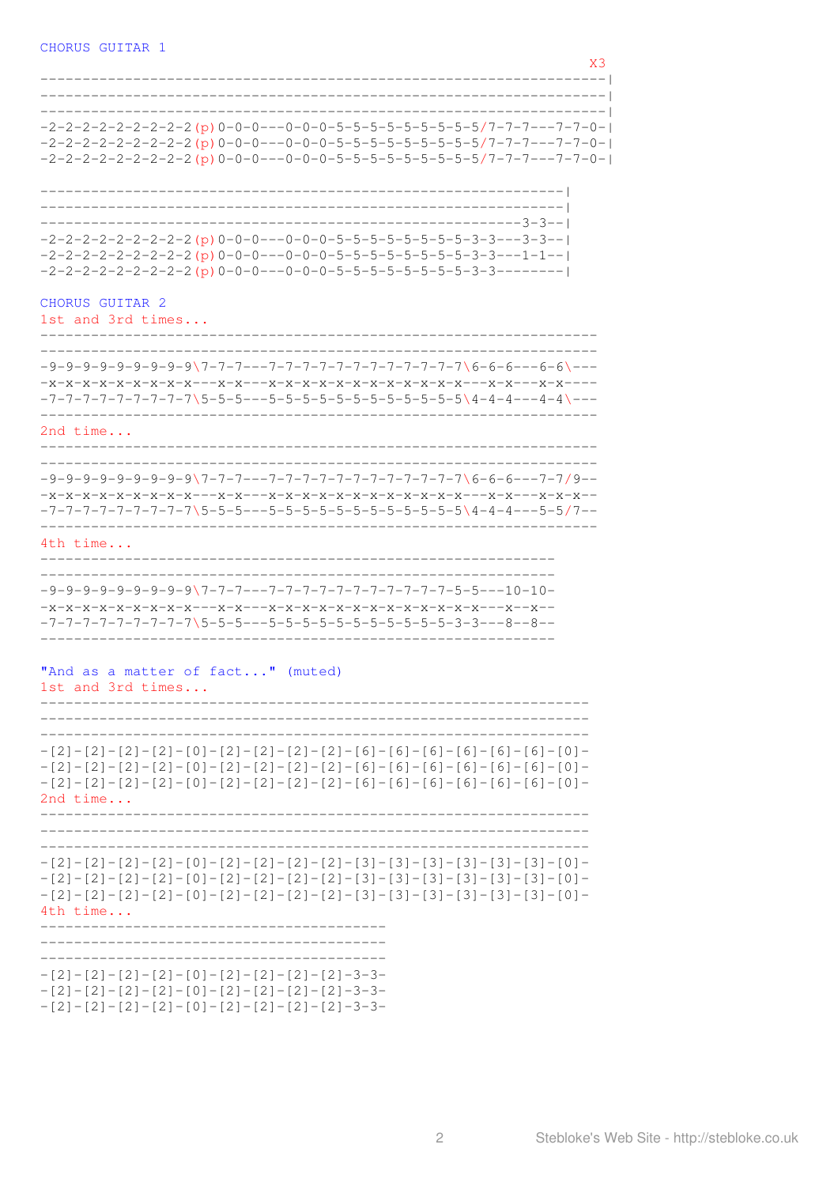CHORUS GUITAR 1

```
                                                                 X3
-----------------------------------------------------------------|
-----------------------------------------------------------------|
-----------------------------------------------------------------|
-2-2-2-2-2-2-2-2-2-2(p)0-0-0---0-0-0-5-5-5-5-5-5-5-5-5/7-7-7---7-7-0-|
-2-2-2-2-2-2-2-2-2-2(p)0-0-0---0-0-0-5-5-5-5-5-5-5-5-5/7-7-7---7-7-0-|
-2-2-2-2-2-2-2-2-2-2(p)0-0-0---0-0-0-5-5-5-5-5-5-5-5-5/7-7-7---7-7-0-|

------------------------------------------------------------|
------------------------------------------------------------|
------------------------------------------------------3-3--|
-2-2-2-2-2-2-2-2-2-2(p)0-0-0---0-0-0-5-5-5-5-5-5-5-5-3-3---3-3--|
-2-2-2-2-2-2-2-2-2-2(p)0-0-0---0-0-0-5-5-5-5-5-5-5-5-3-3---1-1--|
-2-2-2-2-2-2-2-2-2-2(p)0-0-0---0-0-0-5-5-5-5-5-5-5-5-3-3--------|
```

CHORUS GUITAR 2

1st and 3rd times...

```
----------------------------------------------------------------
----------------------------------------------------------------
-9-9-9-9-9-9-9-9-9-9\7-7-7---7-7-7-7-7-7-7-7-7-7-7-7\6-6-6---6-6\---
-x-x-x-x-x-x-x-x-x-x---x-x---x-x-x-x-x-x-x-x-x-x-x-x---x-x---x-x----
-7-7-7-7-7-7-7-7-7-7\5-5-5---5-5-5-5-5-5-5-5-5-5-5-5\4-4-4---4-4\---
----------------------------------------------------------------
```

2nd time...

```
----------------------------------------------------------------
----------------------------------------------------------------
-9-9-9-9-9-9-9-9-9-9\7-7-7---7-7-7-7-7-7-7-7-7-7-7-7\6-6-6---7-7/9--
-x-x-x-x-x-x-x-x-x-x---x-x---x-x-x-x-x-x-x-x-x-x-x-x---x-x---x-x-x--
-7-7-7-7-7-7-7-7-7-7\5-5-5---5-5-5-5-5-5-5-5-5-5-5-5\4-4-4---5-5/7--
----------------------------------------------------------------
```

4th time...

```
-----------------------------------------------------------
-----------------------------------------------------------
-9-9-9-9-9-9-9-9-9-9\7-7-7---7-7-7-7-7-7-7-7-7-7-7-5-5---10-10-
-x-x-x-x-x-x-x-x-x-x---x-x---x-x-x-x-x-x-x-x-x-x-x-x---x--x--
-7-7-7-7-7-7-7-7-7-7\5-5-5---5-5-5-5-5-5-5-5-5-5-3-3---8--8--
-----------------------------------------------------------
```

"And as a matter of fact..." (muted)

1st and 3rd times...

```
---------------------------------------------------------------
---------------------------------------------------------------
---------------------------------------------------------------
-[2]-[2]-[2]-[2]-[0]-[2]-[2]-[2]-[2]-[6]-[6]-[6]-[6]-[6]-[6]-[0]-
-[2]-[2]-[2]-[2]-[0]-[2]-[2]-[2]-[2]-[6]-[6]-[6]-[6]-[6]-[6]-[0]-
-[2]-[2]-[2]-[2]-[0]-[2]-[2]-[2]-[2]-[6]-[6]-[6]-[6]-[6]-[6]-[0]-
```

2nd time...

```
---------------------------------------------------------------
---------------------------------------------------------------
---------------------------------------------------------------
-[2]-[2]-[2]-[2]-[0]-[2]-[2]-[2]-[2]-[3]-[3]-[3]-[3]-[3]-[3]-[0]-
-[2]-[2]-[2]-[2]-[0]-[2]-[2]-[2]-[2]-[3]-[3]-[3]-[3]-[3]-[3]-[0]-
-[2]-[2]-[2]-[2]-[0]-[2]-[2]-[2]-[2]-[3]-[3]-[3]-[3]-[3]-[3]-[0]-
```

4th time...

```
---------------------------------------
---------------------------------------
---------------------------------------
-[2]-[2]-[2]-[2]-[0]-[2]-[2]-[2]-[2]-3-3-
-[2]-[2]-[2]-[2]-[0]-[2]-[2]-[2]-[2]-3-3-
-[2]-[2]-[2]-[2]-[0]-[2]-[2]-[2]-[2]-3-3-
```

Stebloke's Web Site - http://stebloke.co.uk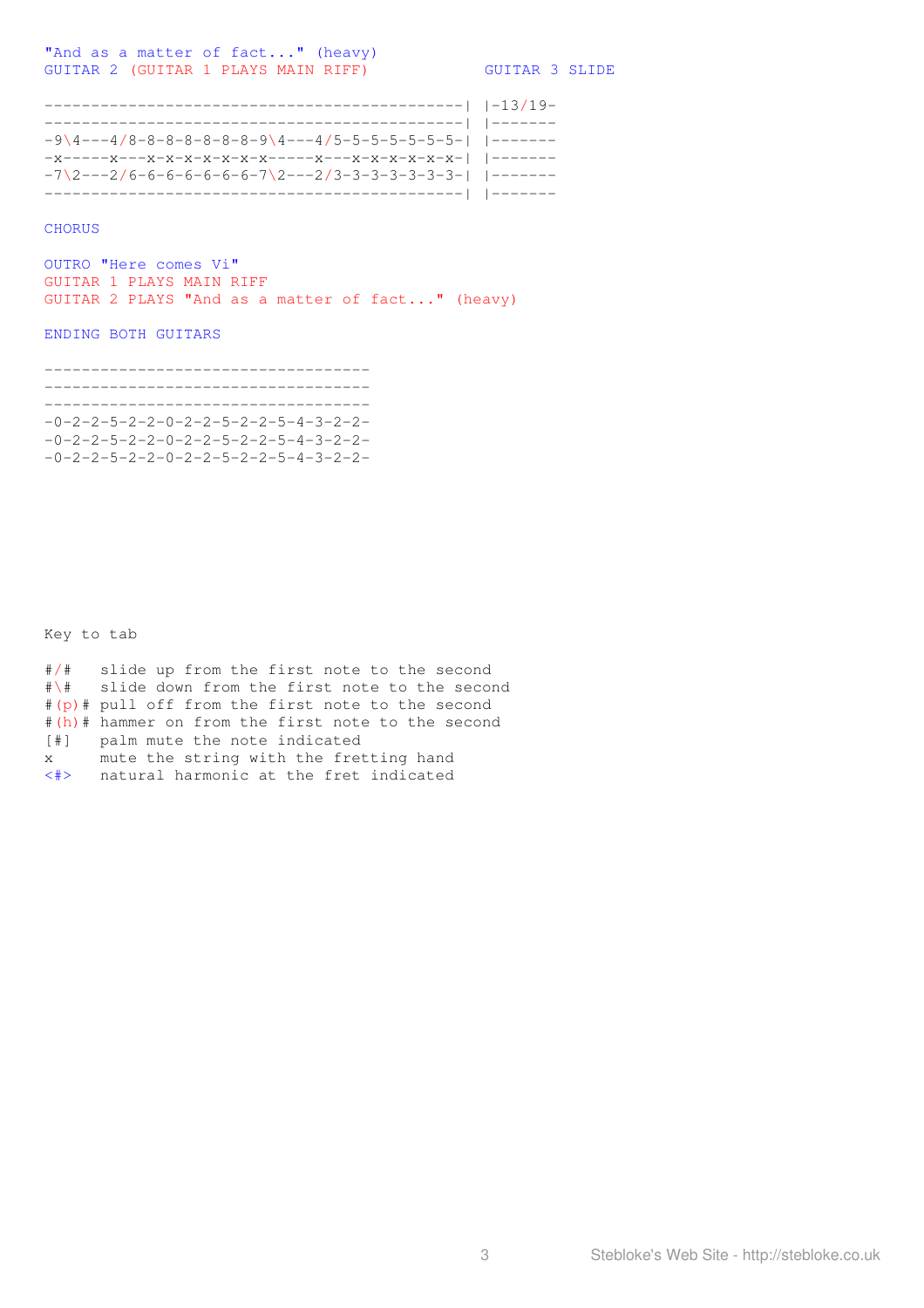"And as a matter of fact..." (heavy)
GUITAR 2 (GUITAR 1 PLAYS MAIN RIFF)            GUITAR 3 SLIDE

```
-------------------------------------------| |-13/19-
-------------------------------------------| |-------
-9\4---4/8-8-8-8-8-8-8-9\4---4/5-5-5-5-5-5-| |-------
-x-----x---x-x-x-x-x-x-x-----x---x-x-x-x-x-| |-------
-7\2---2/6-6-6-6-6-6-6-7\2---2/3-3-3-3-3-3-| |-------
-------------------------------------------| |-------
```

CHORUS

OUTRO "Here comes Vi"
GUITAR 1 PLAYS MAIN RIFF
GUITAR 2 PLAYS "And as a matter of fact..." (heavy)

ENDING BOTH GUITARS

```
---------------------------------
---------------------------------
---------------------------------
-0-2-2-5-2-2-0-2-2-5-2-2-5-4-3-2-2-
-0-2-2-5-2-2-0-2-2-5-2-2-5-4-3-2-2-
-0-2-2-5-2-2-0-2-2-5-2-2-5-4-3-2-2-
```

Key to tab

```
#/#   slide up from the first note to the second
#\#   slide down from the first note to the second
#(p)# pull off from the first note to the second
#(h)# hammer on from the first note to the second
[#]   palm mute the note indicated
x     mute the string with the fretting hand
<#>   natural harmonic at the fret indicated
```